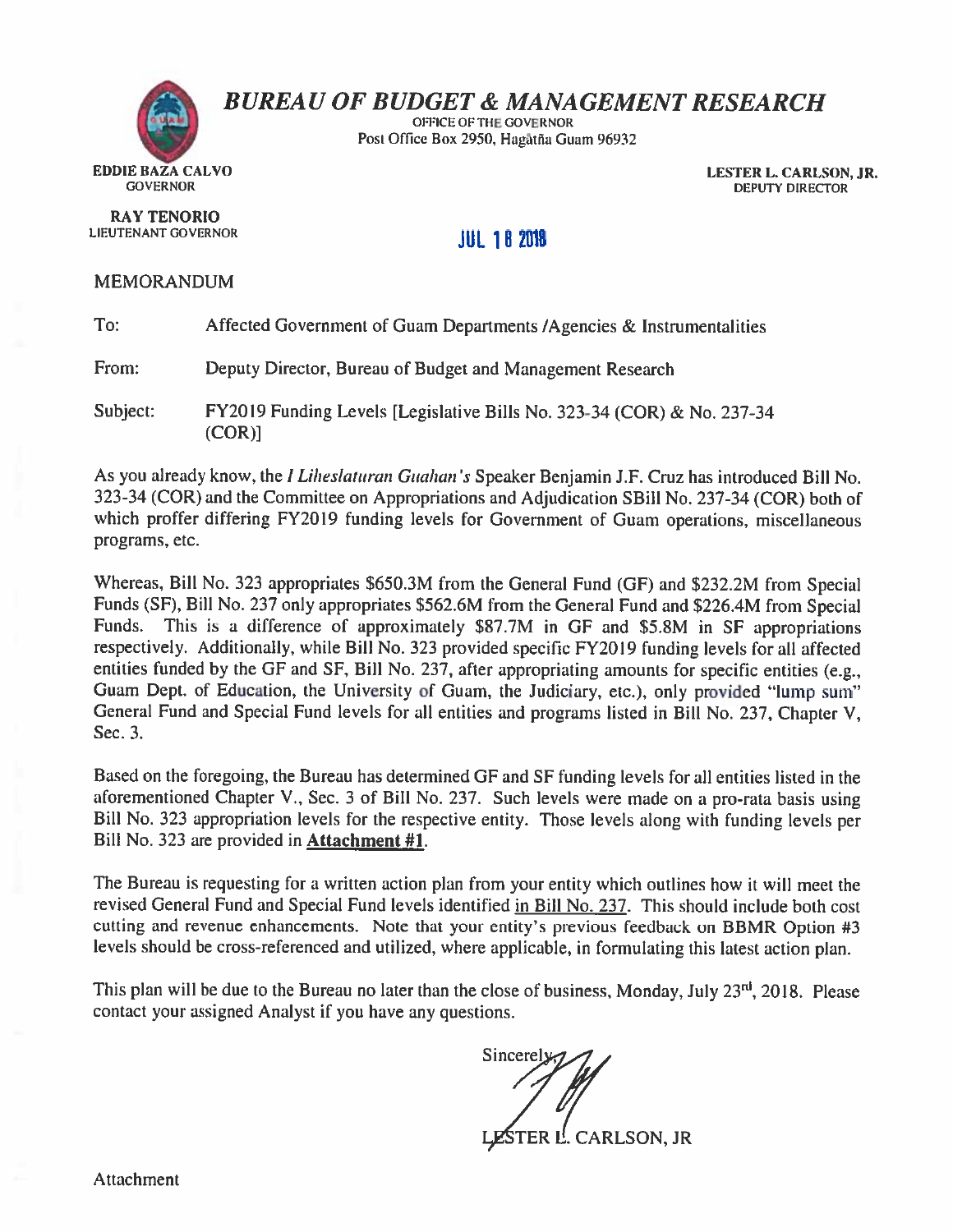# *BUREAU OF BUDGET & MANAGEMENT RESEARCH*

OFFICE OF THE GOVERNOR
Post Office Box 2950, Hagåtña Guam 96932

**EDDIE BAZA CALVO**
GOVERNOR

**RAY TENORIO**
LIEUTENANT GOVERNOR

**LESTER L. CARLSON, JR.**
DEPUTY DIRECTOR

JUL 18 2018

MEMORANDUM

To: Affected Government of Guam Departments /Agencies & Instrumentalities

From: Deputy Director, Bureau of Budget and Management Research

Subject: FY2019 Funding Levels [Legislative Bills No. 323-34 (COR) & No. 237-34 (COR)]

As you already know, the *I Liheslaturan Guahan's* Speaker Benjamin J.F. Cruz has introduced Bill No. 323-34 (COR) and the Committee on Appropriations and Adjudication SBill No. 237-34 (COR) both of which proffer differing FY2019 funding levels for Government of Guam operations, miscellaneous programs, etc.

Whereas, Bill No. 323 appropriates $650.3M from the General Fund (GF) and $232.2M from Special Funds (SF), Bill No. 237 only appropriates $562.6M from the General Fund and $226.4M from Special Funds. This is a difference of approximately $87.7M in GF and $5.8M in SF appropriations respectively. Additionally, while Bill No. 323 provided specific FY2019 funding levels for all affected entities funded by the GF and SF, Bill No. 237, after appropriating amounts for specific entities (e.g., Guam Dept. of Education, the University of Guam, the Judiciary, etc.), only provided "lump sum" General Fund and Special Fund levels for all entities and programs listed in Bill No. 237, Chapter V, Sec. 3.

Based on the foregoing, the Bureau has determined GF and SF funding levels for all entities listed in the aforementioned Chapter V., Sec. 3 of Bill No. 237. Such levels were made on a pro-rata basis using Bill No. 323 appropriation levels for the respective entity. Those levels along with funding levels per Bill No. 323 are provided in **Attachment #1**.

The Bureau is requesting for a written action plan from your entity which outlines how it will meet the revised General Fund and Special Fund levels identified in Bill No. 237. This should include both cost cutting and revenue enhancements. Note that your entity's previous feedback on BBMR Option #3 levels should be cross-referenced and utilized, where applicable, in formulating this latest action plan.

This plan will be due to the Bureau no later than the close of business, Monday, July 23rd, 2018. Please contact your assigned Analyst if you have any questions.

Sincerely,

LESTER L. CARLSON, JR

Attachment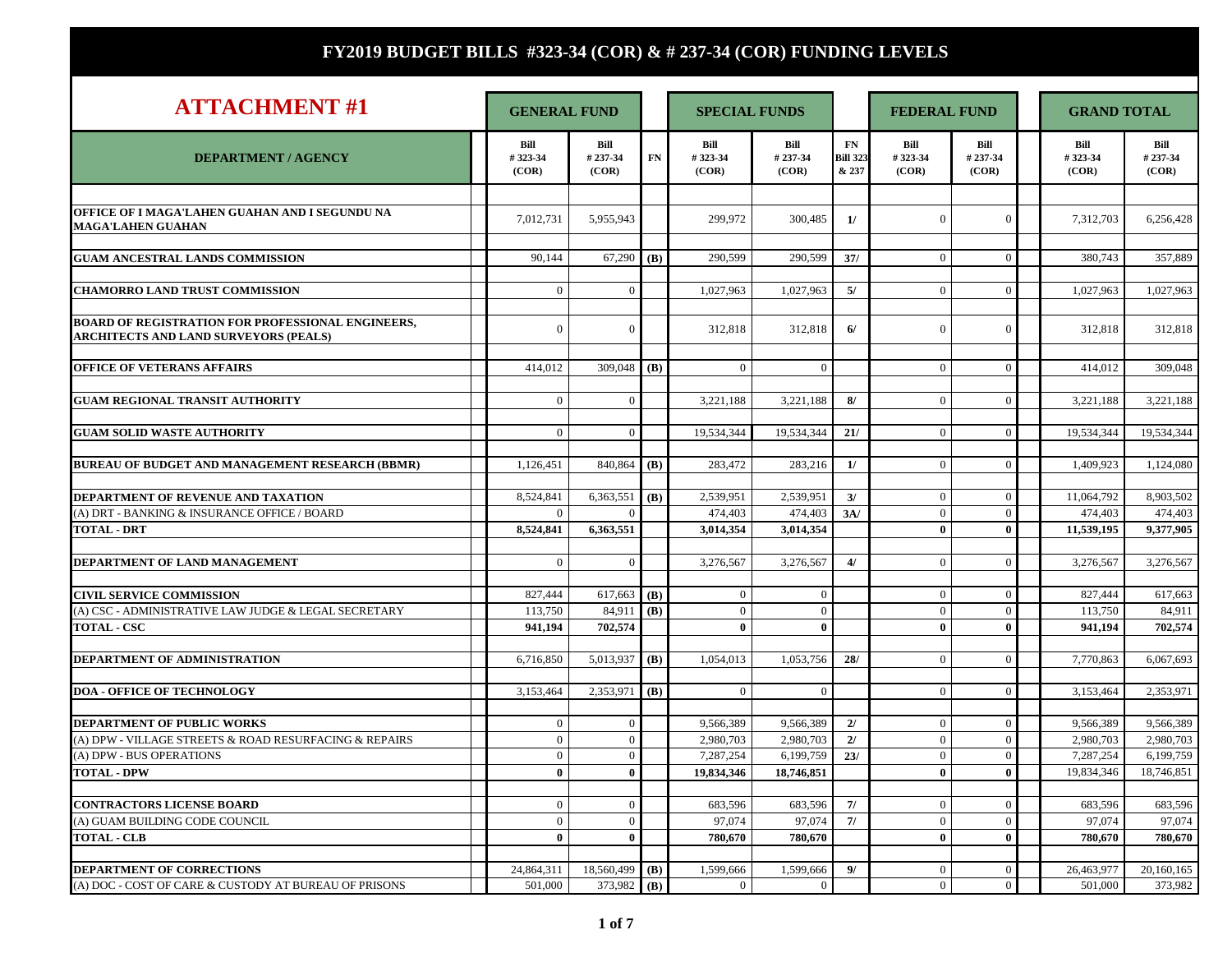# FY2019 BUDGET BILLS #323-34 (COR) & # 237-34 (COR) FUNDING LEVELS

## ATTACHMENT #1

| DEPARTMENT / AGENCY | GENERAL FUND | | | SPECIAL FUNDS | | | FEDERAL FUND | | GRAND TOTAL | |
|---|---|---|---|---|---|---|---|---|---|---|
| | Bill # 323-34 (COR) | Bill # 237-34 (COR) | FN | Bill # 323-34 (COR) | Bill # 237-34 (COR) | FN Bill 323 & 237 | Bill # 323-34 (COR) | Bill # 237-34 (COR) | Bill # 323-34 (COR) | Bill # 237-34 (COR) |
| **OFFICE OF I MAGA'LAHEN GUAHAN AND I SEGUNDU NA MAGA'LAHEN GUAHAN** | 7,012,731 | 5,955,943 | | 299,972 | 300,485 | 1/ | 0 | 0 | 7,312,703 | 6,256,428 |
| **GUAM ANCESTRAL LANDS COMMISSION** | 90,144 | 67,290 | (B) | 290,599 | 290,599 | 37/ | 0 | 0 | 380,743 | 357,889 |
| **CHAMORRO LAND TRUST COMMISSION** | 0 | 0 | | 1,027,963 | 1,027,963 | 5/ | 0 | 0 | 1,027,963 | 1,027,963 |
| **BOARD OF REGISTRATION FOR PROFESSIONAL ENGINEERS, ARCHITECTS AND LAND SURVEYORS (PEALS)** | 0 | 0 | | 312,818 | 312,818 | 6/ | 0 | 0 | 312,818 | 312,818 |
| **OFFICE OF VETERANS AFFAIRS** | 414,012 | 309,048 | (B) | 0 | 0 | | 0 | 0 | 414,012 | 309,048 |
| **GUAM REGIONAL TRANSIT AUTHORITY** | 0 | 0 | | 3,221,188 | 3,221,188 | 8/ | 0 | 0 | 3,221,188 | 3,221,188 |
| **GUAM SOLID WASTE AUTHORITY** | 0 | 0 | | 19,534,344 | 19,534,344 | 21/ | 0 | 0 | 19,534,344 | 19,534,344 |
| **BUREAU OF BUDGET AND MANAGEMENT RESEARCH (BBMR)** | 1,126,451 | 840,864 | (B) | 283,472 | 283,216 | 1/ | 0 | 0 | 1,409,923 | 1,124,080 |
| **DEPARTMENT OF REVENUE AND TAXATION** | 8,524,841 | 6,363,551 | (B) | 2,539,951 | 2,539,951 | 3/ | 0 | 0 | 11,064,792 | 8,903,502 |
| (A) DRT - BANKING & INSURANCE OFFICE / BOARD | 0 | 0 | | 474,403 | 474,403 | 3A/ | 0 | 0 | 474,403 | 474,403 |
| **TOTAL - DRT** | **8,524,841** | **6,363,551** | | **3,014,354** | **3,014,354** | | **0** | **0** | **11,539,195** | **9,377,905** |
| **DEPARTMENT OF LAND MANAGEMENT** | 0 | 0 | | 3,276,567 | 3,276,567 | 4/ | 0 | 0 | 3,276,567 | 3,276,567 |
| **CIVIL SERVICE COMMISSION** | 827,444 | 617,663 | (B) | 0 | 0 | | 0 | 0 | 827,444 | 617,663 |
| (A) CSC - ADMINISTRATIVE LAW JUDGE & LEGAL SECRETARY | 113,750 | 84,911 | (B) | 0 | 0 | | 0 | 0 | 113,750 | 84,911 |
| **TOTAL - CSC** | **941,194** | **702,574** | | **0** | **0** | | **0** | **0** | **941,194** | **702,574** |
| **DEPARTMENT OF ADMINISTRATION** | 6,716,850 | 5,013,937 | (B) | 1,054,013 | 1,053,756 | 28/ | 0 | 0 | 7,770,863 | 6,067,693 |
| **DOA - OFFICE OF TECHNOLOGY** | 3,153,464 | 2,353,971 | (B) | 0 | 0 | | 0 | 0 | 3,153,464 | 2,353,971 |
| **DEPARTMENT OF PUBLIC WORKS** | 0 | 0 | | 9,566,389 | 9,566,389 | 2/ | 0 | 0 | 9,566,389 | 9,566,389 |
| (A) DPW - VILLAGE STREETS & ROAD RESURFACING & REPAIRS | 0 | 0 | | 2,980,703 | 2,980,703 | 2/ | 0 | 0 | 2,980,703 | 2,980,703 |
| (A) DPW - BUS OPERATIONS | 0 | 0 | | 7,287,254 | 6,199,759 | 23/ | 0 | 0 | 7,287,254 | 6,199,759 |
| **TOTAL - DPW** | **0** | **0** | | **19,834,346** | **18,746,851** | | **0** | **0** | 19,834,346 | 18,746,851 |
| **CONTRACTORS LICENSE BOARD** | 0 | 0 | | 683,596 | 683,596 | 7/ | 0 | 0 | 683,596 | 683,596 |
| (A) GUAM BUILDING CODE COUNCIL | 0 | 0 | | 97,074 | 97,074 | 7/ | 0 | 0 | 97,074 | 97,074 |
| **TOTAL - CLB** | **0** | **0** | | **780,670** | **780,670** | | **0** | **0** | **780,670** | **780,670** |
| **DEPARTMENT OF CORRECTIONS** | 24,864,311 | 18,560,499 | (B) | 1,599,666 | 1,599,666 | 9/ | 0 | 0 | 26,463,977 | 20,160,165 |
| (A) DOC - COST OF CARE & CUSTODY AT BUREAU OF PRISONS | 501,000 | 373,982 | (B) | 0 | 0 | | 0 | 0 | 501,000 | 373,982 |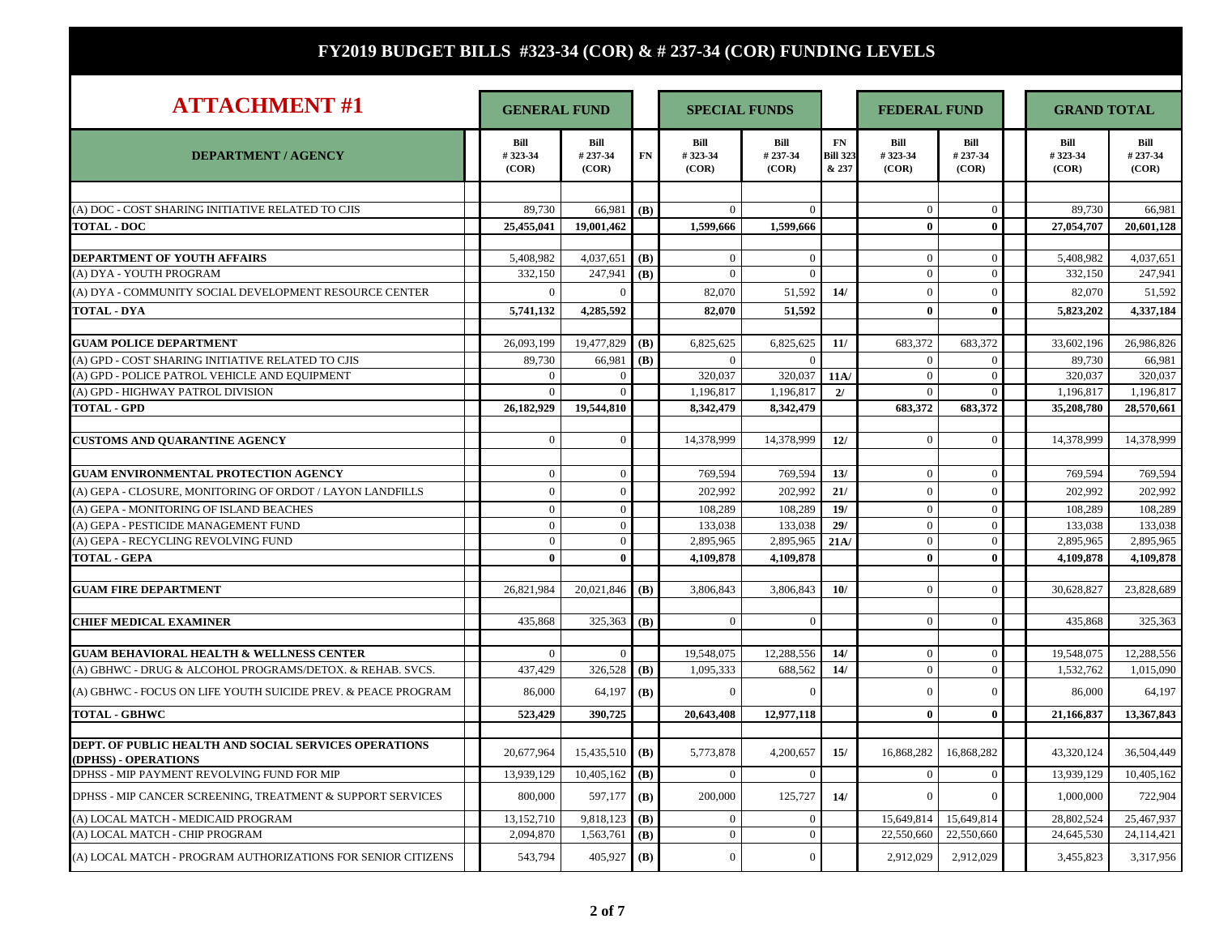# FY2019 BUDGET BILLS #323-34 (COR) & # 237-34 (COR) FUNDING LEVELS

## ATTACHMENT #1

| DEPARTMENT / AGENCY | GENERAL FUND | | | SPECIAL FUNDS | | | FEDERAL FUND | | GRAND TOTAL | |
|---|---|---|---|---|---|---|---|---|---|---|
| | Bill # 323-34 (COR) | Bill # 237-34 (COR) | FN | Bill # 323-34 (COR) | Bill # 237-34 (COR) | FN Bill 323 & 237 | Bill # 323-34 (COR) | Bill # 237-34 (COR) | Bill # 323-34 (COR) | Bill # 237-34 (COR) |
| (A) DOC - COST SHARING INITIATIVE RELATED TO CJIS | 89,730 | 66,981 | (B) | 0 | 0 | | 0 | 0 | 89,730 | 66,981 |
| **TOTAL - DOC** | **25,455,041** | **19,001,462** | | **1,599,666** | **1,599,666** | | **0** | **0** | **27,054,707** | **20,601,128** |
| **DEPARTMENT OF YOUTH AFFAIRS** | 5,408,982 | 4,037,651 | (B) | 0 | 0 | | 0 | 0 | 5,408,982 | 4,037,651 |
| (A) DYA - YOUTH PROGRAM | 332,150 | 247,941 | (B) | 0 | 0 | | 0 | 0 | 332,150 | 247,941 |
| (A) DYA - COMMUNITY SOCIAL DEVELOPMENT RESOURCE CENTER | 0 | 0 | | 82,070 | 51,592 | 14/ | 0 | 0 | 82,070 | 51,592 |
| **TOTAL - DYA** | **5,741,132** | **4,285,592** | | **82,070** | **51,592** | | **0** | **0** | **5,823,202** | **4,337,184** |
| **GUAM POLICE DEPARTMENT** | 26,093,199 | 19,477,829 | (B) | 6,825,625 | 6,825,625 | 11/ | 683,372 | 683,372 | 33,602,196 | 26,986,826 |
| (A) GPD - COST SHARING INITIATIVE RELATED TO CJIS | 89,730 | 66,981 | (B) | 0 | 0 | | 0 | 0 | 89,730 | 66,981 |
| (A) GPD - POLICE PATROL VEHICLE AND EQUIPMENT | 0 | 0 | | 320,037 | 320,037 | 11A/ | 0 | 0 | 320,037 | 320,037 |
| (A) GPD - HIGHWAY PATROL DIVISION | 0 | 0 | | 1,196,817 | 1,196,817 | 2/ | 0 | 0 | 1,196,817 | 1,196,817 |
| **TOTAL - GPD** | **26,182,929** | **19,544,810** | | **8,342,479** | **8,342,479** | | **683,372** | **683,372** | **35,208,780** | **28,570,661** |
| **CUSTOMS AND QUARANTINE AGENCY** | 0 | 0 | | 14,378,999 | 14,378,999 | 12/ | 0 | 0 | 14,378,999 | 14,378,999 |
| **GUAM ENVIRONMENTAL PROTECTION AGENCY** | 0 | 0 | | 769,594 | 769,594 | 13/ | 0 | 0 | 769,594 | 769,594 |
| (A) GEPA - CLOSURE, MONITORING OF ORDOT / LAYON LANDFILLS | 0 | 0 | | 202,992 | 202,992 | 21/ | 0 | 0 | 202,992 | 202,992 |
| (A) GEPA - MONITORING OF ISLAND BEACHES | 0 | 0 | | 108,289 | 108,289 | 19/ | 0 | 0 | 108,289 | 108,289 |
| (A) GEPA - PESTICIDE MANAGEMENT FUND | 0 | 0 | | 133,038 | 133,038 | 29/ | 0 | 0 | 133,038 | 133,038 |
| (A) GEPA - RECYCLING REVOLVING FUND | 0 | 0 | | 2,895,965 | 2,895,965 | 21A/ | 0 | 0 | 2,895,965 | 2,895,965 |
| **TOTAL - GEPA** | **0** | **0** | | **4,109,878** | **4,109,878** | | **0** | **0** | **4,109,878** | **4,109,878** |
| **GUAM FIRE DEPARTMENT** | 26,821,984 | 20,021,846 | (B) | 3,806,843 | 3,806,843 | 10/ | 0 | 0 | 30,628,827 | 23,828,689 |
| **CHIEF MEDICAL EXAMINER** | 435,868 | 325,363 | (B) | 0 | 0 | | 0 | 0 | 435,868 | 325,363 |
| **GUAM BEHAVIORAL HEALTH & WELLNESS CENTER** | 0 | 0 | | 19,548,075 | 12,288,556 | 14/ | 0 | 0 | 19,548,075 | 12,288,556 |
| (A) GBHWC - DRUG & ALCOHOL PROGRAMS/DETOX. & REHAB. SVCS. | 437,429 | 326,528 | (B) | 1,095,333 | 688,562 | 14/ | 0 | 0 | 1,532,762 | 1,015,090 |
| (A) GBHWC - FOCUS ON LIFE YOUTH SUICIDE PREV. & PEACE PROGRAM | 86,000 | 64,197 | (B) | 0 | 0 | | 0 | 0 | 86,000 | 64,197 |
| **TOTAL - GBHWC** | **523,429** | **390,725** | | **20,643,408** | **12,977,118** | | **0** | **0** | **21,166,837** | **13,367,843** |
| **DEPT. OF PUBLIC HEALTH AND SOCIAL SERVICES OPERATIONS (DPHSS) - OPERATIONS** | 20,677,964 | 15,435,510 | (B) | 5,773,878 | 4,200,657 | 15/ | 16,868,282 | 16,868,282 | 43,320,124 | 36,504,449 |
| DPHSS - MIP PAYMENT REVOLVING FUND FOR MIP | 13,939,129 | 10,405,162 | (B) | 0 | 0 | | 0 | 0 | 13,939,129 | 10,405,162 |
| DPHSS - MIP CANCER SCREENING, TREATMENT & SUPPORT SERVICES | 800,000 | 597,177 | (B) | 200,000 | 125,727 | 14/ | 0 | 0 | 1,000,000 | 722,904 |
| (A) LOCAL MATCH - MEDICAID PROGRAM | 13,152,710 | 9,818,123 | (B) | 0 | 0 | | 15,649,814 | 15,649,814 | 28,802,524 | 25,467,937 |
| (A) LOCAL MATCH - CHIP PROGRAM | 2,094,870 | 1,563,761 | (B) | 0 | 0 | | 22,550,660 | 22,550,660 | 24,645,530 | 24,114,421 |
| (A) LOCAL MATCH - PROGRAM AUTHORIZATIONS FOR SENIOR CITIZENS | 543,794 | 405,927 | (B) | 0 | 0 | | 2,912,029 | 2,912,029 | 3,455,823 | 3,317,956 |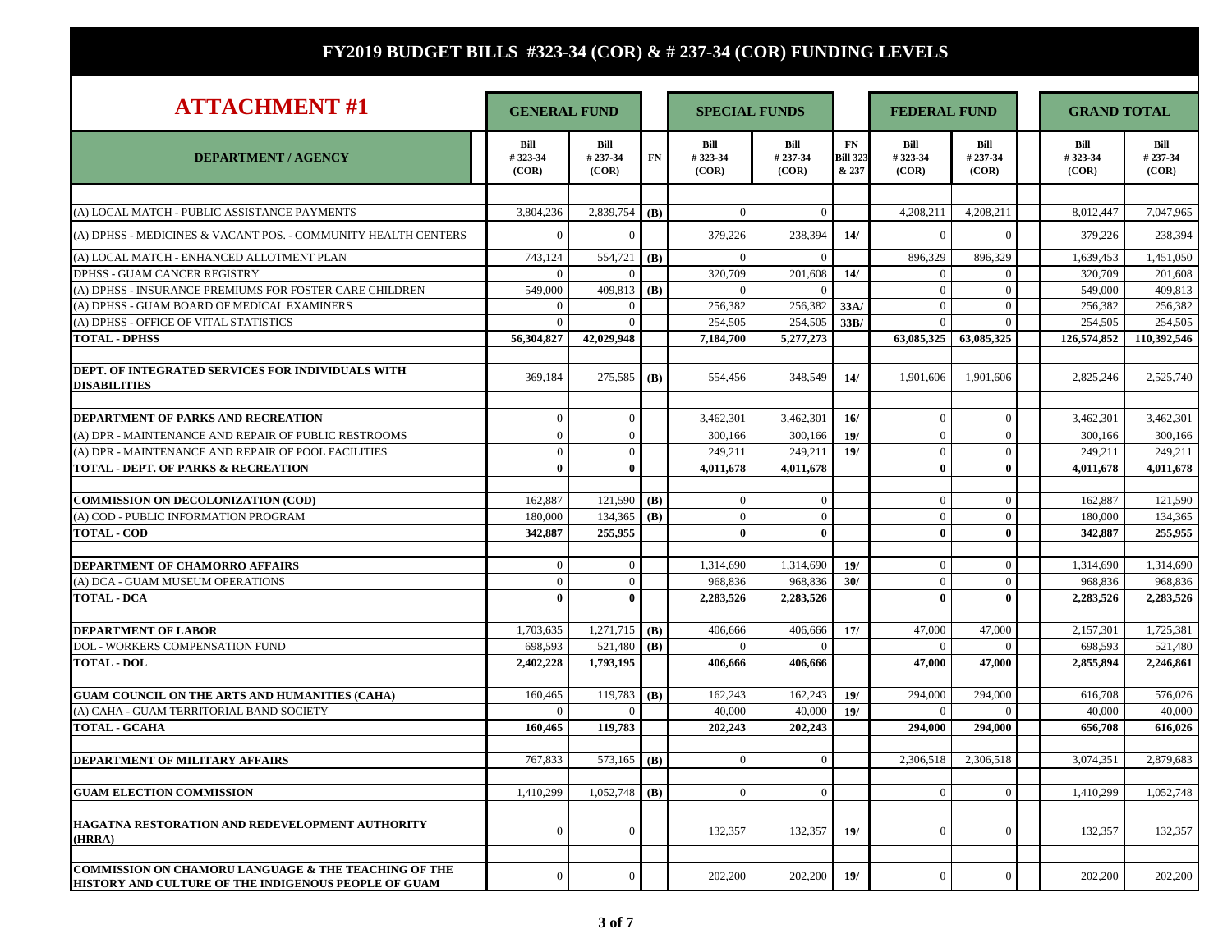# FY2019 BUDGET BILLS #323-34 (COR) & # 237-34 (COR) FUNDING LEVELS

## ATTACHMENT #1

| DEPARTMENT / AGENCY | GENERAL FUND | | | SPECIAL FUNDS | | | FEDERAL FUND | | GRAND TOTAL | |
|---|---|---|---|---|---|---|---|---|---|---|
| | Bill # 323-34 (COR) | Bill # 237-34 (COR) | FN | Bill # 323-34 (COR) | Bill # 237-34 (COR) | FN Bill 323 & 237 | Bill # 323-34 (COR) | Bill # 237-34 (COR) | Bill # 323-34 (COR) | Bill # 237-34 (COR) |
| (A) LOCAL MATCH - PUBLIC ASSISTANCE PAYMENTS | 3,804,236 | 2,839,754 | (B) | 0 | 0 | | 4,208,211 | 4,208,211 | 8,012,447 | 7,047,965 |
| (A) DPHSS - MEDICINES & VACANT POS. - COMMUNITY HEALTH CENTERS | 0 | 0 | | 379,226 | 238,394 | 14/ | 0 | 0 | 379,226 | 238,394 |
| (A) LOCAL MATCH - ENHANCED ALLOTMENT PLAN | 743,124 | 554,721 | (B) | 0 | 0 | | 896,329 | 896,329 | 1,639,453 | 1,451,050 |
| DPHSS - GUAM CANCER REGISTRY | 0 | 0 | | 320,709 | 201,608 | 14/ | 0 | 0 | 320,709 | 201,608 |
| (A) DPHSS - INSURANCE PREMIUMS FOR FOSTER CARE CHILDREN | 549,000 | 409,813 | (B) | 0 | 0 | | 0 | 0 | 549,000 | 409,813 |
| (A) DPHSS - GUAM BOARD OF MEDICAL EXAMINERS | 0 | 0 | | 256,382 | 256,382 | 33A/ | 0 | 0 | 256,382 | 256,382 |
| (A) DPHSS - OFFICE OF VITAL STATISTICS | 0 | 0 | | 254,505 | 254,505 | 33B/ | 0 | 0 | 254,505 | 254,505 |
| **TOTAL - DPHSS** | **56,304,827** | **42,029,948** | | **7,184,700** | **5,277,273** | | **63,085,325** | **63,085,325** | **126,574,852** | **110,392,546** |
| **DEPT. OF INTEGRATED SERVICES FOR INDIVIDUALS WITH DISABILITIES** | 369,184 | 275,585 | (B) | 554,456 | 348,549 | 14/ | 1,901,606 | 1,901,606 | 2,825,246 | 2,525,740 |
| **DEPARTMENT OF PARKS AND RECREATION** | 0 | 0 | | 3,462,301 | 3,462,301 | 16/ | 0 | 0 | 3,462,301 | 3,462,301 |
| (A) DPR - MAINTENANCE AND REPAIR OF PUBLIC RESTROOMS | 0 | 0 | | 300,166 | 300,166 | 19/ | 0 | 0 | 300,166 | 300,166 |
| (A) DPR - MAINTENANCE AND REPAIR OF POOL FACILITIES | 0 | 0 | | 249,211 | 249,211 | 19/ | 0 | 0 | 249,211 | 249,211 |
| **TOTAL - DEPT. OF PARKS & RECREATION** | **0** | **0** | | **4,011,678** | **4,011,678** | | **0** | **0** | **4,011,678** | **4,011,678** |
| **COMMISSION ON DECOLONIZATION (COD)** | 162,887 | 121,590 | (B) | 0 | 0 | | 0 | 0 | 162,887 | 121,590 |
| (A) COD - PUBLIC INFORMATION PROGRAM | 180,000 | 134,365 | (B) | 0 | 0 | | 0 | 0 | 180,000 | 134,365 |
| **TOTAL - COD** | **342,887** | **255,955** | | **0** | **0** | | **0** | **0** | **342,887** | **255,955** |
| **DEPARTMENT OF CHAMORRO AFFAIRS** | 0 | 0 | | 1,314,690 | 1,314,690 | 19/ | 0 | 0 | 1,314,690 | 1,314,690 |
| (A) DCA - GUAM MUSEUM OPERATIONS | 0 | 0 | | 968,836 | 968,836 | 30/ | 0 | 0 | 968,836 | 968,836 |
| **TOTAL - DCA** | **0** | **0** | | **2,283,526** | **2,283,526** | | **0** | **0** | **2,283,526** | **2,283,526** |
| **DEPARTMENT OF LABOR** | 1,703,635 | 1,271,715 | (B) | 406,666 | 406,666 | 17/ | 47,000 | 47,000 | 2,157,301 | 1,725,381 |
| DOL - WORKERS COMPENSATION FUND | 698,593 | 521,480 | (B) | 0 | 0 | | 0 | 0 | 698,593 | 521,480 |
| **TOTAL - DOL** | **2,402,228** | **1,793,195** | | **406,666** | **406,666** | | **47,000** | **47,000** | **2,855,894** | **2,246,861** |
| **GUAM COUNCIL ON THE ARTS AND HUMANITIES (CAHA)** | 160,465 | 119,783 | (B) | 162,243 | 162,243 | 19/ | 294,000 | 294,000 | 616,708 | 576,026 |
| (A) CAHA - GUAM TERRITORIAL BAND SOCIETY | 0 | 0 | | 40,000 | 40,000 | 19/ | 0 | 0 | 40,000 | 40,000 |
| **TOTAL - GCAHA** | **160,465** | **119,783** | | **202,243** | **202,243** | | **294,000** | **294,000** | **656,708** | **616,026** |
| **DEPARTMENT OF MILITARY AFFAIRS** | 767,833 | 573,165 | (B) | 0 | 0 | | 2,306,518 | 2,306,518 | 3,074,351 | 2,879,683 |
| **GUAM ELECTION COMMISSION** | 1,410,299 | 1,052,748 | (B) | 0 | 0 | | 0 | 0 | 1,410,299 | 1,052,748 |
| **HAGATNA RESTORATION AND REDEVELOPMENT AUTHORITY (HRRA)** | 0 | 0 | | 132,357 | 132,357 | 19/ | 0 | 0 | 132,357 | 132,357 |
| **COMMISSION ON CHAMORU LANGUAGE & THE TEACHING OF THE HISTORY AND CULTURE OF THE INDIGENOUS PEOPLE OF GUAM** | 0 | 0 | | 202,200 | 202,200 | 19/ | 0 | 0 | 202,200 | 202,200 |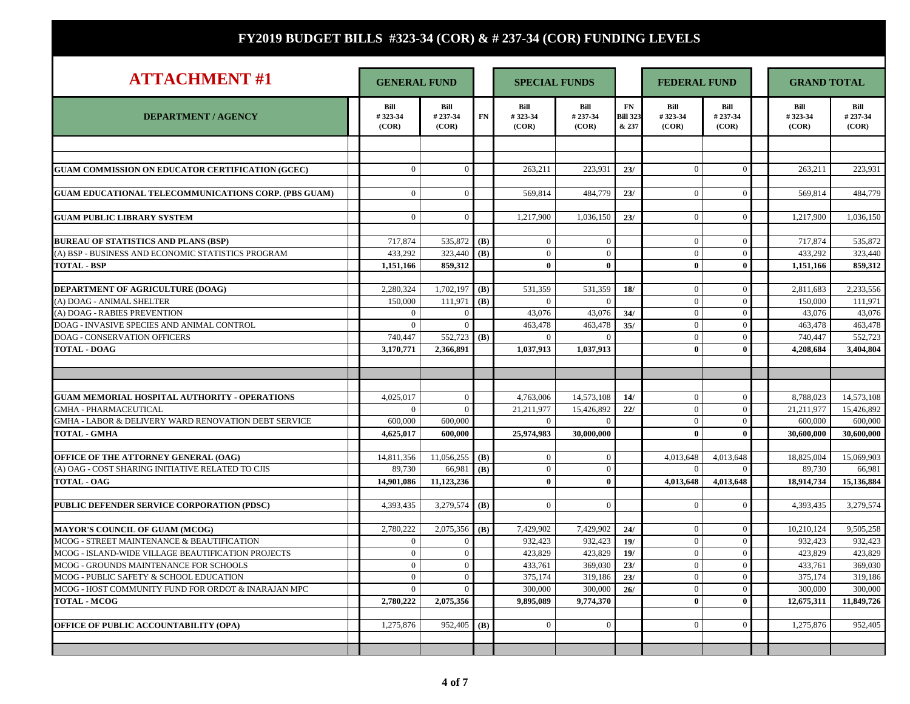# FY2019 BUDGET BILLS #323-34 (COR) & # 237-34 (COR) FUNDING LEVELS

## ATTACHMENT #1

| DEPARTMENT / AGENCY | GENERAL FUND | | | SPECIAL FUNDS | | | FEDERAL FUND | | GRAND TOTAL | |
|---|---|---|---|---|---|---|---|---|---|---|
| | Bill # 323-34 (COR) | Bill # 237-34 (COR) | FN | Bill # 323-34 (COR) | Bill # 237-34 (COR) | FN Bill 323 & 237 | Bill # 323-34 (COR) | Bill # 237-34 (COR) | Bill # 323-34 (COR) | Bill # 237-34 (COR) |
| **GUAM COMMISSION ON EDUCATOR CERTIFICATION (GCEC)** | 0 | 0 | | 263,211 | 223,931 | 23/ | 0 | 0 | 263,211 | 223,931 |
| **GUAM EDUCATIONAL TELECOMMUNICATIONS CORP. (PBS GUAM)** | 0 | 0 | | 569,814 | 484,779 | 23/ | 0 | 0 | 569,814 | 484,779 |
| **GUAM PUBLIC LIBRARY SYSTEM** | 0 | 0 | | 1,217,900 | 1,036,150 | 23/ | 0 | 0 | 1,217,900 | 1,036,150 |
| **BUREAU OF STATISTICS AND PLANS (BSP)** | 717,874 | 535,872 | (B) | 0 | 0 | | 0 | 0 | 717,874 | 535,872 |
| (A) BSP - BUSINESS AND ECONOMIC STATISTICS PROGRAM | 433,292 | 323,440 | (B) | 0 | 0 | | 0 | 0 | 433,292 | 323,440 |
| **TOTAL - BSP** | **1,151,166** | **859,312** | | **0** | **0** | | **0** | **0** | **1,151,166** | **859,312** |
| **DEPARTMENT OF AGRICULTURE (DOAG)** | 2,280,324 | 1,702,197 | (B) | 531,359 | 531,359 | 18/ | 0 | 0 | 2,811,683 | 2,233,556 |
| (A) DOAG - ANIMAL SHELTER | 150,000 | 111,971 | (B) | 0 | 0 | | 0 | 0 | 150,000 | 111,971 |
| (A) DOAG - RABIES PREVENTION | 0 | 0 | | 43,076 | 43,076 | 34/ | 0 | 0 | 43,076 | 43,076 |
| DOAG - INVASIVE SPECIES AND ANIMAL CONTROL | 0 | 0 | | 463,478 | 463,478 | 35/ | 0 | 0 | 463,478 | 463,478 |
| DOAG - CONSERVATION OFFICERS | 740,447 | 552,723 | (B) | 0 | 0 | | 0 | 0 | 740,447 | 552,723 |
| **TOTAL - DOAG** | **3,170,771** | **2,366,891** | | **1,037,913** | **1,037,913** | | **0** | **0** | **4,208,684** | **3,404,804** |
| **GUAM MEMORIAL HOSPITAL AUTHORITY - OPERATIONS** | 4,025,017 | 0 | | 4,763,006 | 14,573,108 | 14/ | 0 | 0 | 8,788,023 | 14,573,108 |
| GMHA - PHARMACEUTICAL | 0 | 0 | | 21,211,977 | 15,426,892 | 22/ | 0 | 0 | 21,211,977 | 15,426,892 |
| GMHA - LABOR & DELIVERY WARD RENOVATION DEBT SERVICE | 600,000 | 600,000 | | 0 | 0 | | 0 | 0 | 600,000 | 600,000 |
| **TOTAL - GMHA** | **4,625,017** | **600,000** | | **25,974,983** | **30,000,000** | | **0** | **0** | **30,600,000** | **30,600,000** |
| **OFFICE OF THE ATTORNEY GENERAL (OAG)** | 14,811,356 | 11,056,255 | (B) | 0 | 0 | | 4,013,648 | 4,013,648 | 18,825,004 | 15,069,903 |
| (A) OAG - COST SHARING INITIATIVE RELATED TO CJIS | 89,730 | 66,981 | (B) | 0 | 0 | | 0 | 0 | 89,730 | 66,981 |
| **TOTAL - OAG** | **14,901,086** | **11,123,236** | | **0** | **0** | | **4,013,648** | **4,013,648** | **18,914,734** | **15,136,884** |
| **PUBLIC DEFENDER SERVICE CORPORATION (PDSC)** | 4,393,435 | 3,279,574 | (B) | 0 | 0 | | 0 | 0 | 4,393,435 | 3,279,574 |
| **MAYOR'S COUNCIL OF GUAM (MCOG)** | 2,780,222 | 2,075,356 | (B) | 7,429,902 | 7,429,902 | 24/ | 0 | 0 | 10,210,124 | 9,505,258 |
| MCOG - STREET MAINTENANCE & BEAUTIFICATION | 0 | 0 | | 932,423 | 932,423 | 19/ | 0 | 0 | 932,423 | 932,423 |
| MCOG - ISLAND-WIDE VILLAGE BEAUTIFICATION PROJECTS | 0 | 0 | | 423,829 | 423,829 | 19/ | 0 | 0 | 423,829 | 423,829 |
| MCOG - GROUNDS MAINTENANCE FOR SCHOOLS | 0 | 0 | | 433,761 | 369,030 | 23/ | 0 | 0 | 433,761 | 369,030 |
| MCOG - PUBLIC SAFETY & SCHOOL EDUCATION | 0 | 0 | | 375,174 | 319,186 | 23/ | 0 | 0 | 375,174 | 319,186 |
| MCOG - HOST COMMUNITY FUND FOR ORDOT & INARAJAN MPC | 0 | 0 | | 300,000 | 300,000 | 26/ | 0 | 0 | 300,000 | 300,000 |
| **TOTAL - MCOG** | **2,780,222** | **2,075,356** | | **9,895,089** | **9,774,370** | | **0** | **0** | **12,675,311** | **11,849,726** |
| **OFFICE OF PUBLIC ACCOUNTABILITY (OPA)** | 1,275,876 | 952,405 | (B) | 0 | 0 | | 0 | 0 | 1,275,876 | 952,405 |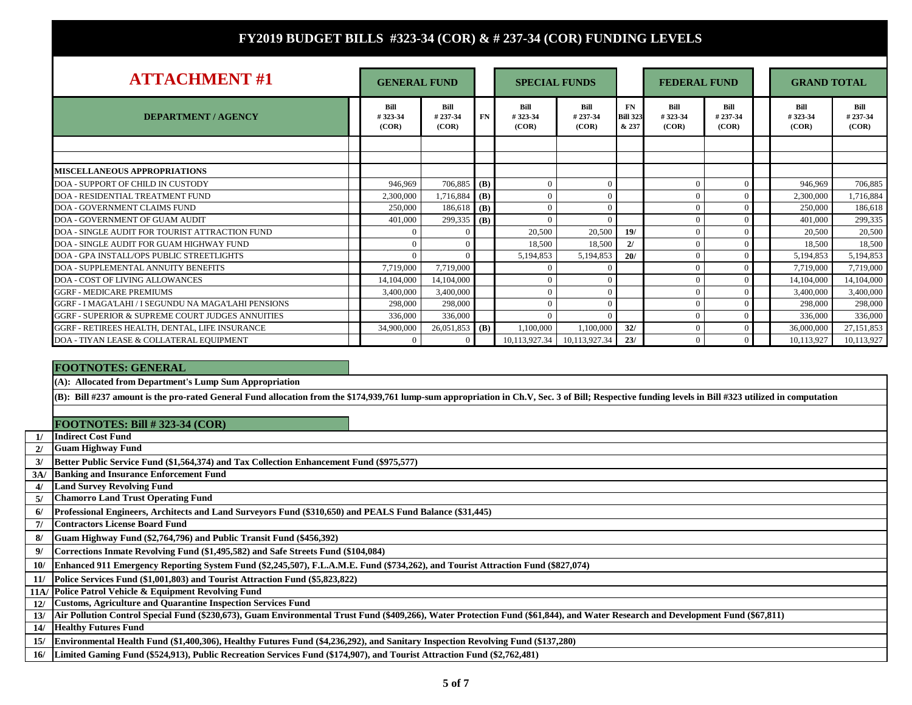# FY2019 BUDGET BILLS #323-34 (COR) & # 237-34 (COR) FUNDING LEVELS

## ATTACHMENT #1

| DEPARTMENT / AGENCY | GENERAL FUND Bill # 323-34 (COR) | GENERAL FUND Bill # 237-34 (COR) | FN | SPECIAL FUNDS Bill # 323-34 (COR) | SPECIAL FUNDS Bill # 237-34 (COR) | FN Bill 323 & 237 | FEDERAL FUND Bill # 323-34 (COR) | FEDERAL FUND Bill # 237-34 (COR) | GRAND TOTAL Bill # 323-34 (COR) | GRAND TOTAL Bill # 237-34 (COR) |
|---|---|---|---|---|---|---|---|---|---|---|
| **MISCELLANEOUS APPROPRIATIONS** | | | | | | | | | | |
| DOA - SUPPORT OF CHILD IN CUSTODY | 946,969 | 706,885 | (B) | 0 | 0 | | 0 | 0 | 946,969 | 706,885 |
| DOA - RESIDENTIAL TREATMENT FUND | 2,300,000 | 1,716,884 | (B) | 0 | 0 | | 0 | 0 | 2,300,000 | 1,716,884 |
| DOA - GOVERNMENT CLAIMS FUND | 250,000 | 186,618 | (B) | 0 | 0 | | 0 | 0 | 250,000 | 186,618 |
| DOA - GOVERNMENT OF GUAM AUDIT | 401,000 | 299,335 | (B) | 0 | 0 | | 0 | 0 | 401,000 | 299,335 |
| DOA - SINGLE AUDIT FOR TOURIST ATTRACTION FUND | 0 | 0 | | 20,500 | 20,500 | 19/ | 0 | 0 | 20,500 | 20,500 |
| DOA - SINGLE AUDIT FOR GUAM HIGHWAY FUND | 0 | 0 | | 18,500 | 18,500 | 2/ | 0 | 0 | 18,500 | 18,500 |
| DOA - GPA INSTALL/OPS PUBLIC STREETLIGHTS | 0 | 0 | | 5,194,853 | 5,194,853 | 20/ | 0 | 0 | 5,194,853 | 5,194,853 |
| DOA - SUPPLEMENTAL ANNUITY BENEFITS | 7,719,000 | 7,719,000 | | 0 | 0 | | 0 | 0 | 7,719,000 | 7,719,000 |
| DOA - COST OF LIVING ALLOWANCES | 14,104,000 | 14,104,000 | | 0 | 0 | | 0 | 0 | 14,104,000 | 14,104,000 |
| GGRF - MEDICARE PREMIUMS | 3,400,000 | 3,400,000 | | 0 | 0 | | 0 | 0 | 3,400,000 | 3,400,000 |
| GGRF - I MAGA'LAHI / I SEGUNDU NA MAGA'LAHI PENSIONS | 298,000 | 298,000 | | 0 | 0 | | 0 | 0 | 298,000 | 298,000 |
| GGRF - SUPERIOR & SUPREME COURT JUDGES ANNUITIES | 336,000 | 336,000 | | 0 | 0 | | 0 | 0 | 336,000 | 336,000 |
| GGRF - RETIREES HEALTH, DENTAL, LIFE INSURANCE | 34,900,000 | 26,051,853 | (B) | 1,100,000 | 1,100,000 | 32/ | 0 | 0 | 36,000,000 | 27,151,853 |
| DOA - TIYAN LEASE & COLLATERAL EQUIPMENT | 0 | 0 | | 10,113,927.34 | 10,113,927.34 | 23/ | 0 | 0 | 10,113,927 | 10,113,927 |

### FOOTNOTES: GENERAL

**(A): Allocated from Department's Lump Sum Appropriation**

**(B): Bill #237 amount is the pro-rated General Fund allocation from the $174,939,761 lump-sum appropriation in Ch.V, Sec. 3 of Bill; Respective funding levels in Bill #323 utilized in computation**

### FOOTNOTES: Bill # 323-34 (COR)

| | |
|---|---|
| 1/ | Indirect Cost Fund |
| 2/ | Guam Highway Fund |
| 3/ | Better Public Service Fund ($1,564,374) and Tax Collection Enhancement Fund ($975,577) |
| 3A/ | Banking and Insurance Enforcement Fund |
| 4/ | Land Survey Revolving Fund |
| 5/ | Chamorro Land Trust Operating Fund |
| 6/ | Professional Engineers, Architects and Land Surveyors Fund ($310,650) and PEALS Fund Balance ($31,445) |
| 7/ | Contractors License Board Fund |
| 8/ | Guam Highway Fund ($2,764,796) and Public Transit Fund ($456,392) |
| 9/ | Corrections Inmate Revolving Fund ($1,495,582) and Safe Streets Fund ($104,084) |
| 10/ | Enhanced 911 Emergency Reporting System Fund ($2,245,507), F.L.A.M.E. Fund ($734,262), and Tourist Attraction Fund ($827,074) |
| 11/ | Police Services Fund ($1,001,803) and Tourist Attraction Fund ($5,823,822) |
| 11A/ | Police Patrol Vehicle & Equipment Revolving Fund |
| 12/ | Customs, Agriculture and Quarantine Inspection Services Fund |
| 13/ | Air Pollution Control Special Fund ($230,673), Guam Environmental Trust Fund ($409,266), Water Protection Fund ($61,844), and Water Research and Development Fund ($67,811) |
| 14/ | Healthy Futures Fund |
| 15/ | Environmental Health Fund ($1,400,306), Healthy Futures Fund ($4,236,292), and Sanitary Inspection Revolving Fund ($137,280) |
| 16/ | Limited Gaming Fund ($524,913), Public Recreation Services Fund ($174,907), and Tourist Attraction Fund ($2,762,481) |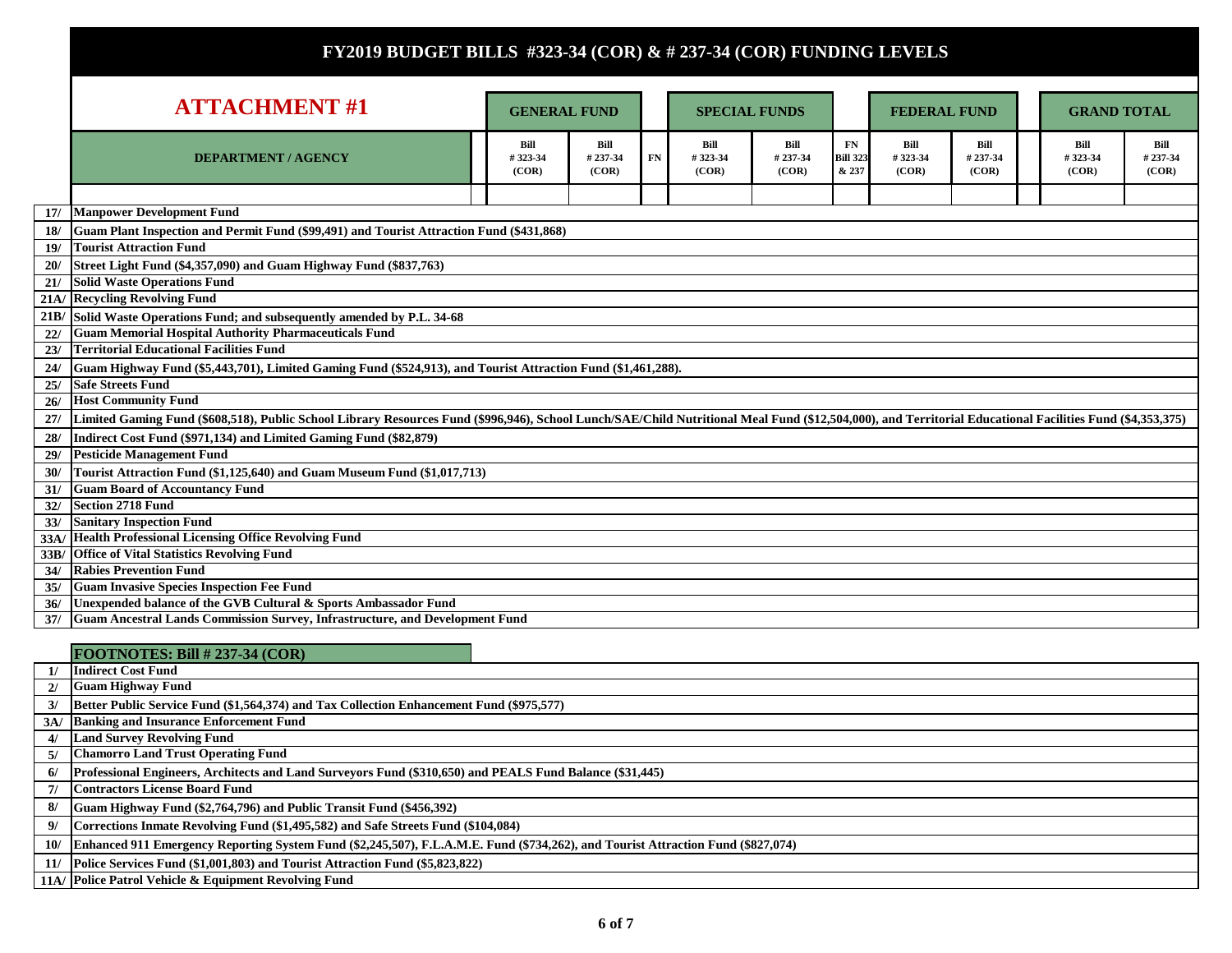# FY2019 BUDGET BILLS #323-34 (COR) & # 237-34 (COR) FUNDING LEVELS

## ATTACHMENT #1

| | DEPARTMENT / AGENCY | GENERAL FUND | | | SPECIAL FUNDS | | | FEDERAL FUND | | | GRAND TOTAL | |
|---|---|---|---|---|---|---|---|---|---|---|---|---|
| | | Bill # 323-34 (COR) | Bill # 237-34 (COR) | FN | Bill # 323-34 (COR) | Bill # 237-34 (COR) | FN Bill 323 & 237 | Bill # 323-34 (COR) | Bill # 237-34 (COR) | | Bill # 323-34 (COR) | Bill # 237-34 (COR) |
| 17/ | Manpower Development Fund | | | | | | | | | | | |
| 18/ | Guam Plant Inspection and Permit Fund ($99,491) and Tourist Attraction Fund ($431,868) | | | | | | | | | | | |
| 19/ | Tourist Attraction Fund | | | | | | | | | | | |
| 20/ | Street Light Fund ($4,357,090) and Guam Highway Fund ($837,763) | | | | | | | | | | | |
| 21/ | Solid Waste Operations Fund | | | | | | | | | | | |
| 21A/ | Recycling Revolving Fund | | | | | | | | | | | |
| 21B/ | Solid Waste Operations Fund; and subsequently amended by P.L. 34-68 | | | | | | | | | | | |
| 22/ | Guam Memorial Hospital Authority Pharmaceuticals Fund | | | | | | | | | | | |
| 23/ | Territorial Educational Facilities Fund | | | | | | | | | | | |
| 24/ | Guam Highway Fund ($5,443,701), Limited Gaming Fund ($524,913), and Tourist Attraction Fund ($1,461,288). | | | | | | | | | | | |
| 25/ | Safe Streets Fund | | | | | | | | | | | |
| 26/ | Host Community Fund | | | | | | | | | | | |
| 27/ | Limited Gaming Fund ($608,518), Public School Library Resources Fund ($996,946), School Lunch/SAE/Child Nutritional Meal Fund ($12,504,000), and Territorial Educational Facilities Fund ($4,353,375) | | | | | | | | | | | |
| 28/ | Indirect Cost Fund ($971,134) and Limited Gaming Fund ($82,879) | | | | | | | | | | | |
| 29/ | Pesticide Management Fund | | | | | | | | | | | |
| 30/ | Tourist Attraction Fund ($1,125,640) and Guam Museum Fund ($1,017,713) | | | | | | | | | | | |
| 31/ | Guam Board of Accountancy Fund | | | | | | | | | | | |
| 32/ | Section 2718 Fund | | | | | | | | | | | |
| 33/ | Sanitary Inspection Fund | | | | | | | | | | | |
| 33A/ | Health Professional Licensing Office Revolving Fund | | | | | | | | | | | |
| 33B/ | Office of Vital Statistics Revolving Fund | | | | | | | | | | | |
| 34/ | Rabies Prevention Fund | | | | | | | | | | | |
| 35/ | Guam Invasive Species Inspection Fee Fund | | | | | | | | | | | |
| 36/ | Unexpended balance of the GVB Cultural & Sports Ambassador Fund | | | | | | | | | | | |
| 37/ | Guam Ancestral Lands Commission Survey, Infrastructure, and Development Fund | | | | | | | | | | | |

### FOOTNOTES: Bill # 237-34 (COR)

| | |
|---|---|
| 1/ | Indirect Cost Fund |
| 2/ | Guam Highway Fund |
| 3/ | Better Public Service Fund ($1,564,374) and Tax Collection Enhancement Fund ($975,577) |
| 3A/ | Banking and Insurance Enforcement Fund |
| 4/ | Land Survey Revolving Fund |
| 5/ | Chamorro Land Trust Operating Fund |
| 6/ | Professional Engineers, Architects and Land Surveyors Fund ($310,650) and PEALS Fund Balance ($31,445) |
| 7/ | Contractors License Board Fund |
| 8/ | Guam Highway Fund ($2,764,796) and Public Transit Fund ($456,392) |
| 9/ | Corrections Inmate Revolving Fund ($1,495,582) and Safe Streets Fund ($104,084) |
| 10/ | Enhanced 911 Emergency Reporting System Fund ($2,245,507), F.L.A.M.E. Fund ($734,262), and Tourist Attraction Fund ($827,074) |
| 11/ | Police Services Fund ($1,001,803) and Tourist Attraction Fund ($5,823,822) |
| 11A/ | Police Patrol Vehicle & Equipment Revolving Fund |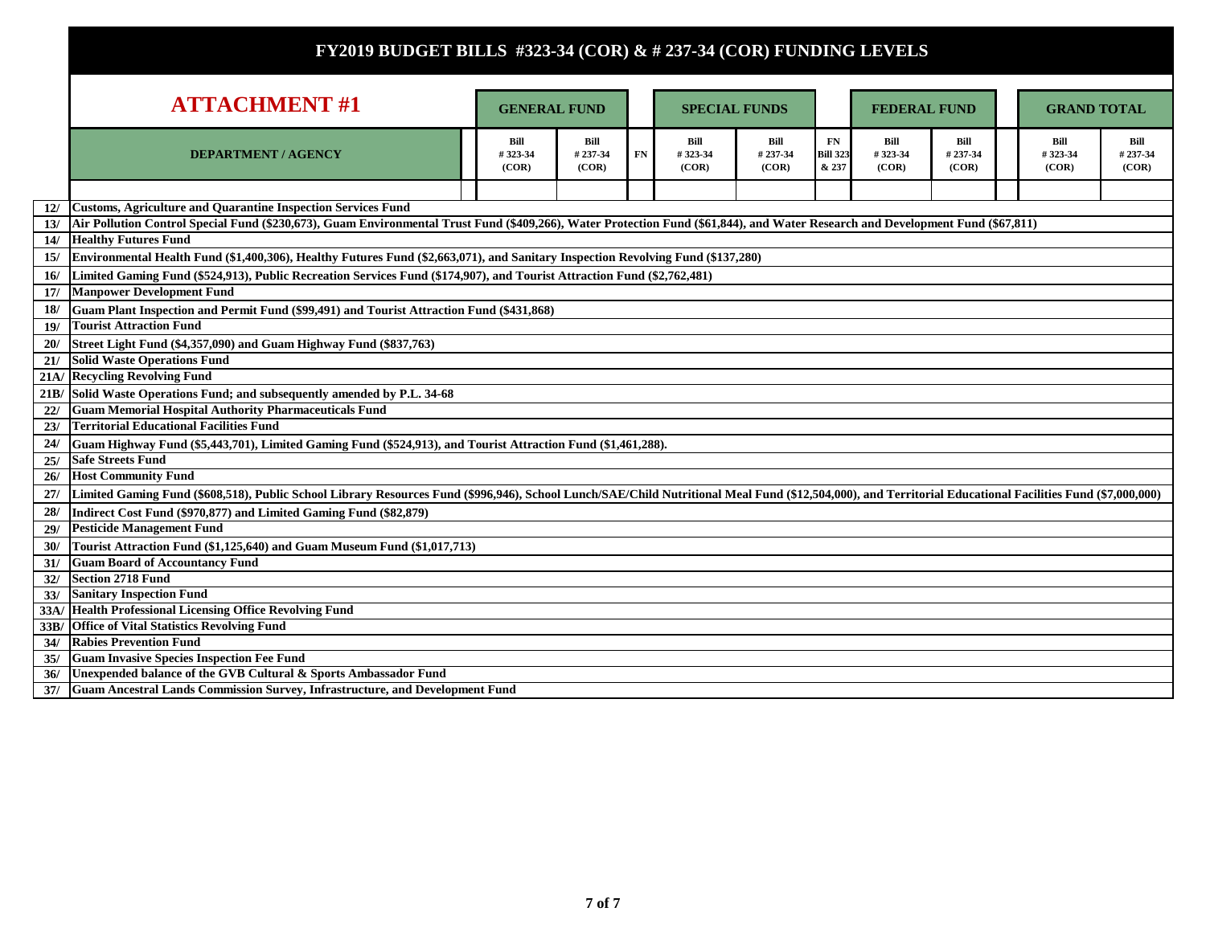# FY2019 BUDGET BILLS #323-34 (COR) & # 237-34 (COR) FUNDING LEVELS

## ATTACHMENT #1

| | DEPARTMENT / AGENCY | GENERAL FUND | | | SPECIAL FUNDS | | | FEDERAL FUND | | GRAND TOTAL | |
|---|---|---|---|---|---|---|---|---|---|---|---|
| | | Bill # 323-34 (COR) | Bill # 237-34 (COR) | FN | Bill # 323-34 (COR) | Bill # 237-34 (COR) | FN Bill 323 & 237 | Bill # 323-34 (COR) | Bill # 237-34 (COR) | Bill # 323-34 (COR) | Bill # 237-34 (COR) |

12/ Customs, Agriculture and Quarantine Inspection Services Fund

13/ Air Pollution Control Special Fund ($230,673), Guam Environmental Trust Fund ($409,266), Water Protection Fund ($61,844), and Water Research and Development Fund ($67,811)

14/ Healthy Futures Fund

15/ Environmental Health Fund ($1,400,306), Healthy Futures Fund ($2,663,071), and Sanitary Inspection Revolving Fund ($137,280)

16/ Limited Gaming Fund ($524,913), Public Recreation Services Fund ($174,907), and Tourist Attraction Fund ($2,762,481)

17/ Manpower Development Fund

18/ Guam Plant Inspection and Permit Fund ($99,491) and Tourist Attraction Fund ($431,868)

19/ Tourist Attraction Fund

20/ Street Light Fund ($4,357,090) and Guam Highway Fund ($837,763)

21/ Solid Waste Operations Fund

21A/ Recycling Revolving Fund

21B/ Solid Waste Operations Fund; and subsequently amended by P.L. 34-68

22/ Guam Memorial Hospital Authority Pharmaceuticals Fund

23/ Territorial Educational Facilities Fund

24/ Guam Highway Fund ($5,443,701), Limited Gaming Fund ($524,913), and Tourist Attraction Fund ($1,461,288).

25/ Safe Streets Fund

26/ Host Community Fund

27/ Limited Gaming Fund ($608,518), Public School Library Resources Fund ($996,946), School Lunch/SAE/Child Nutritional Meal Fund ($12,504,000), and Territorial Educational Facilities Fund ($7,000,000)

28/ Indirect Cost Fund ($970,877) and Limited Gaming Fund ($82,879)

29/ Pesticide Management Fund

30/ Tourist Attraction Fund ($1,125,640) and Guam Museum Fund ($1,017,713)

31/ Guam Board of Accountancy Fund

32/ Section 2718 Fund

33/ Sanitary Inspection Fund

33A/ Health Professional Licensing Office Revolving Fund

33B/ Office of Vital Statistics Revolving Fund

34/ Rabies Prevention Fund

35/ Guam Invasive Species Inspection Fee Fund

36/ Unexpended balance of the GVB Cultural & Sports Ambassador Fund

37/ Guam Ancestral Lands Commission Survey, Infrastructure, and Development Fund